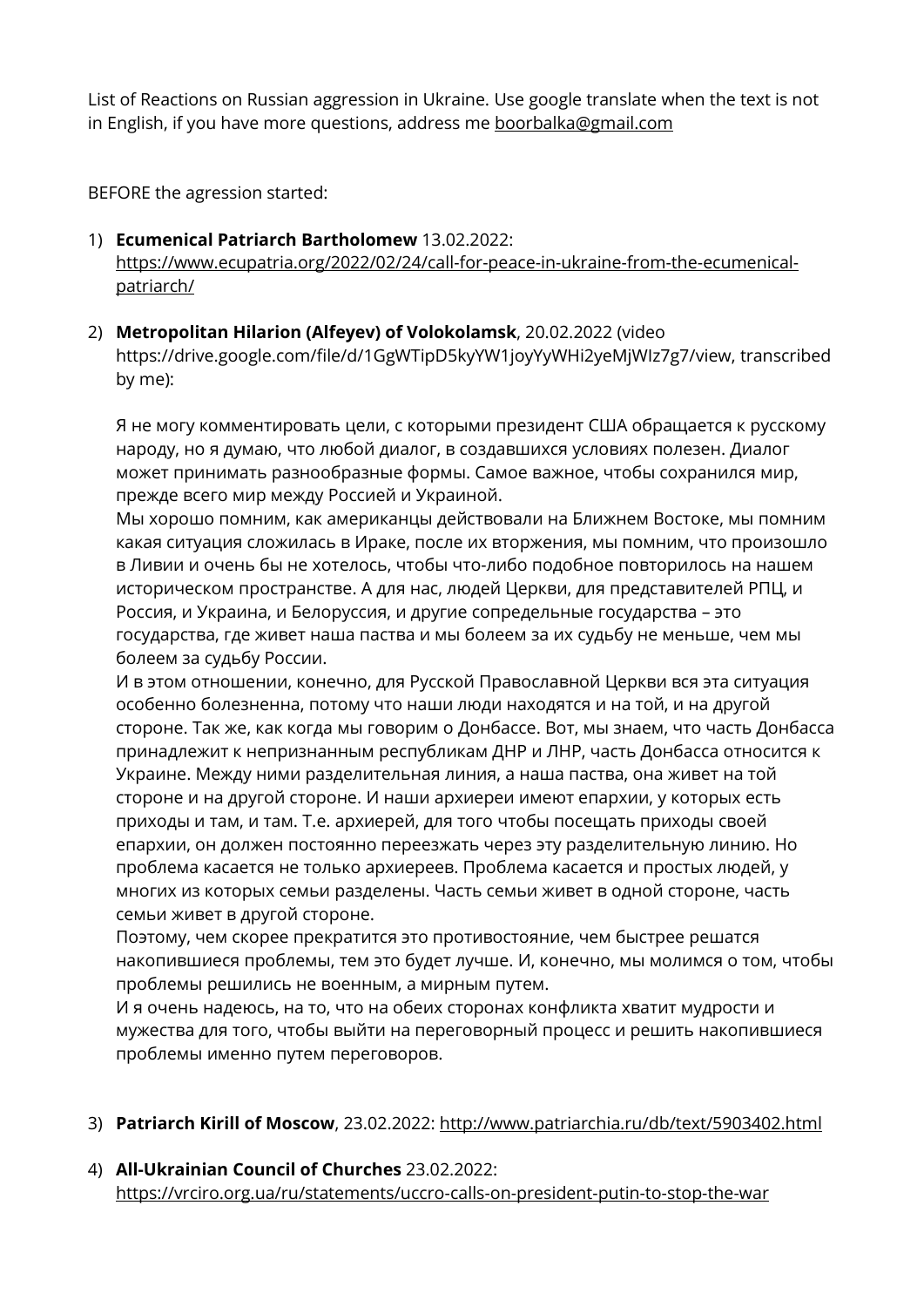List of Reactions on Russian aggression in Ukraine. Use google translate when the text is not in English, if you have more questions, address me boorbalka@gmail.com

BEFORE the agression started:

1) **Ecumenical Patriarch Bartholomew** 13.02.2022: https://www.ecupatria.org/2022/02/24/call-for-peace-in-ukraine-from-the-ecumenical-patriarch/

2) **Metropolitan Hilarion (Alfeyev) of Volokolamsk**, 20.02.2022 (video https://drive.google.com/file/d/1GgWTipD5kyYW1joyYyWHi2yeMjWIz7g7/view, transcribed by me):

   Я не могу комментировать цели, с которыми президент США обращается к русскому народу, но я думаю, что любой диалог, в создавшихся условиях полезен. Диалог может принимать разнообразные формы. Самое важное, чтобы сохранился мир, прежде всего мир между Россией и Украиной.
   Мы хорошо помним, как американцы действовали на Ближнем Востоке, мы помним какая ситуация сложилась в Ираке, после их вторжения, мы помним, что произошло в Ливии и очень бы не хотелось, чтобы что-либо подобное повторилось на нашем историческом пространстве. А для нас, людей Церкви, для представителей РПЦ, и Россия, и Украина, и Белоруссия, и другие сопредельные государства – это государства, где живет наша паства и мы болеем за их судьбу не меньше, чем мы болеем за судьбу России.
   И в этом отношении, конечно, для Русской Православной Церкви вся эта ситуация особенно болезненна, потому что наши люди находятся и на той, и на другой стороне. Так же, как когда мы говорим о Донбассе. Вот, мы знаем, что часть Донбасса принадлежит к непризнанным республикам ДНР и ЛНР, часть Донбасса относится к Украине. Между ними разделительная линия, а наша паства, она живет на той стороне и на другой стороне. И наши архиереи имеют епархии, у которых есть приходы и там, и там. Т.е. архиерей, для того чтобы посещать приходы своей епархии, он должен постоянно переезжать через эту разделительную линию. Но проблема касается не только архиереев. Проблема касается и простых людей, у многих из которых семьи разделены. Часть семьи живет в одной стороне, часть семьи живет в другой стороне.
   Поэтому, чем скорее прекратится это противостояние, чем быстрее решатся накопившиеся проблемы, тем это будет лучше. И, конечно, мы молимся о том, чтобы проблемы решились не военным, а мирным путем.
   И я очень надеюсь, на то, что на обеих сторонах конфликта хватит мудрости и мужества для того, чтобы выйти на переговорный процесс и решить накопившиеся проблемы именно путем переговоров.

3) **Patriarch Kirill of Moscow**, 23.02.2022: http://www.patriarchia.ru/db/text/5903402.html

4) **All-Ukrainian Council of Churches** 23.02.2022: https://vrciro.org.ua/ru/statements/uccro-calls-on-president-putin-to-stop-the-war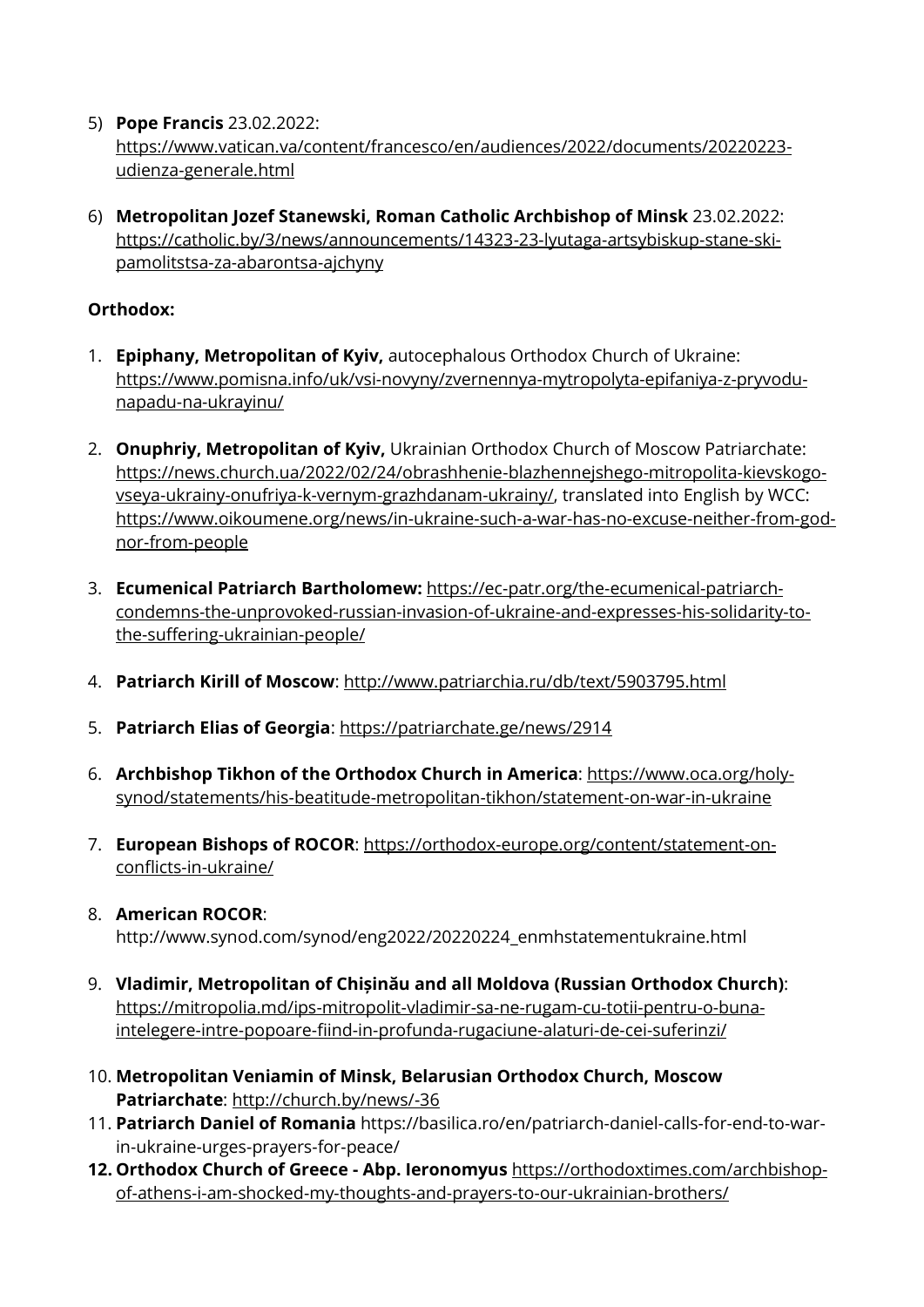5) **Pope Francis** 23.02.2022: https://www.vatican.va/content/francesco/en/audiences/2022/documents/20220223-udienza-generale.html

6) **Metropolitan Jozef Stanewski, Roman Catholic Archbishop of Minsk** 23.02.2022: https://catholic.by/3/news/announcements/14323-23-lyutaga-artsybiskup-stane-ski-pamolitstsa-za-abarontsa-ajchyny

**Orthodox:**

1. **Epiphany, Metropolitan of Kyiv,** autocephalous Orthodox Church of Ukraine: https://www.pomisna.info/uk/vsi-novyny/zvernennya-mytropolyta-epifaniya-z-pryvodu-napadu-na-ukrayinu/

2. **Onuphriy, Metropolitan of Kyiv,** Ukrainian Orthodox Church of Moscow Patriarchate: https://news.church.ua/2022/02/24/obrashhenie-blazhennejshego-mitropolita-kievskogo-vseya-ukrainy-onufriya-k-vernym-grazhdanam-ukrainy/, translated into English by WCC: https://www.oikoumene.org/news/in-ukraine-such-a-war-has-no-excuse-neither-from-god-nor-from-people

3. **Ecumenical Patriarch Bartholomew:** https://ec-patr.org/the-ecumenical-patriarch-condemns-the-unprovoked-russian-invasion-of-ukraine-and-expresses-his-solidarity-to-the-suffering-ukrainian-people/

4. **Patriarch Kirill of Moscow**: http://www.patriarchia.ru/db/text/5903795.html

5. **Patriarch Elias of Georgia**: https://patriarchate.ge/news/2914

6. **Archbishop Tikhon of the Orthodox Church in America**: https://www.oca.org/holy-synod/statements/his-beatitude-metropolitan-tikhon/statement-on-war-in-ukraine

7. **European Bishops of ROCOR**: https://orthodox-europe.org/content/statement-on-conflicts-in-ukraine/

8. **American ROCOR**: http://www.synod.com/synod/eng2022/20220224_enmhstatementukraine.html

9. **Vladimir, Metropolitan of Chișinău and all Moldova (Russian Orthodox Church)**: https://mitropolia.md/ips-mitropolit-vladimir-sa-ne-rugam-cu-totii-pentru-o-buna-intelegere-intre-popoare-fiind-in-profunda-rugaciune-alaturi-de-cei-suferinzi/

10. **Metropolitan Veniamin of Minsk, Belarusian Orthodox Church, Moscow Patriarchate**: http://church.by/news/-36
11. **Patriarch Daniel of Romania** https://basilica.ro/en/patriarch-daniel-calls-for-end-to-war-in-ukraine-urges-prayers-for-peace/
12. **Orthodox Church of Greece - Abp. Ieronomyus** https://orthodoxtimes.com/archbishop-of-athens-i-am-shocked-my-thoughts-and-prayers-to-our-ukrainian-brothers/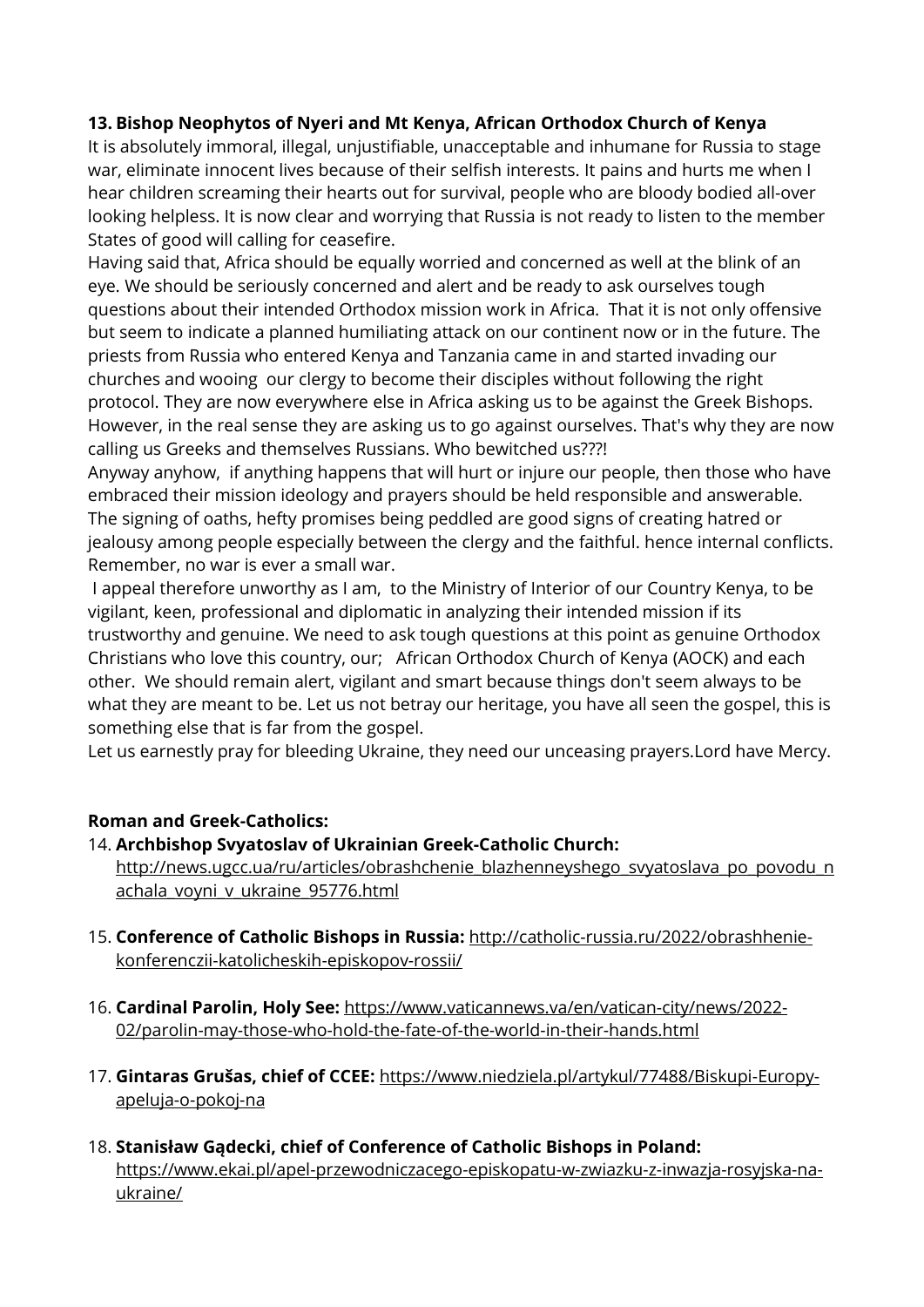**13. Bishop Neophytos of Nyeri and Mt Kenya, African Orthodox Church of Kenya**

It is absolutely immoral, illegal, unjustifiable, unacceptable and inhumane for Russia to stage war, eliminate innocent lives because of their selfish interests. It pains and hurts me when I hear children screaming their hearts out for survival, people who are bloody bodied all-over looking helpless. It is now clear and worrying that Russia is not ready to listen to the member States of good will calling for ceasefire.

Having said that, Africa should be equally worried and concerned as well at the blink of an eye. We should be seriously concerned and alert and be ready to ask ourselves tough questions about their intended Orthodox mission work in Africa. That it is not only offensive but seem to indicate a planned humiliating attack on our continent now or in the future. The priests from Russia who entered Kenya and Tanzania came in and started invading our churches and wooing our clergy to become their disciples without following the right protocol. They are now everywhere else in Africa asking us to be against the Greek Bishops. However, in the real sense they are asking us to go against ourselves. That's why they are now calling us Greeks and themselves Russians. Who bewitched us???!

Anyway anyhow, if anything happens that will hurt or injure our people, then those who have embraced their mission ideology and prayers should be held responsible and answerable. The signing of oaths, hefty promises being peddled are good signs of creating hatred or jealousy among people especially between the clergy and the faithful. hence internal conflicts. Remember, no war is ever a small war.

I appeal therefore unworthy as I am, to the Ministry of Interior of our Country Kenya, to be vigilant, keen, professional and diplomatic in analyzing their intended mission if its trustworthy and genuine. We need to ask tough questions at this point as genuine Orthodox Christians who love this country, our; African Orthodox Church of Kenya (AOCK) and each other. We should remain alert, vigilant and smart because things don't seem always to be what they are meant to be. Let us not betray our heritage, you have all seen the gospel, this is something else that is far from the gospel.

Let us earnestly pray for bleeding Ukraine, they need our unceasing prayers.Lord have Mercy.

**Roman and Greek-Catholics:**

14. **Archbishop Svyatoslav of Ukrainian Greek-Catholic Church:** http://news.ugcc.ua/ru/articles/obrashchenie_blazhenneyshego_svyatoslava_po_povodu_nachala_voyni_v_ukraine_95776.html

15. **Conference of Catholic Bishops in Russia:** http://catholic-russia.ru/2022/obrashhenie-konferenczii-katolicheskih-episkopov-rossii/

16. **Cardinal Parolin, Holy See:** https://www.vaticannews.va/en/vatican-city/news/2022-02/parolin-may-those-who-hold-the-fate-of-the-world-in-their-hands.html

17. **Gintaras Grušas, chief of CCEE:** https://www.niedziela.pl/artykul/77488/Biskupi-Europy-apeluja-o-pokoj-na

18. **Stanisław Gądecki, chief of Conference of Catholic Bishops in Poland:** https://www.ekai.pl/apel-przewodniczacego-episkopatu-w-zwiazku-z-inwazja-rosyjska-na-ukraine/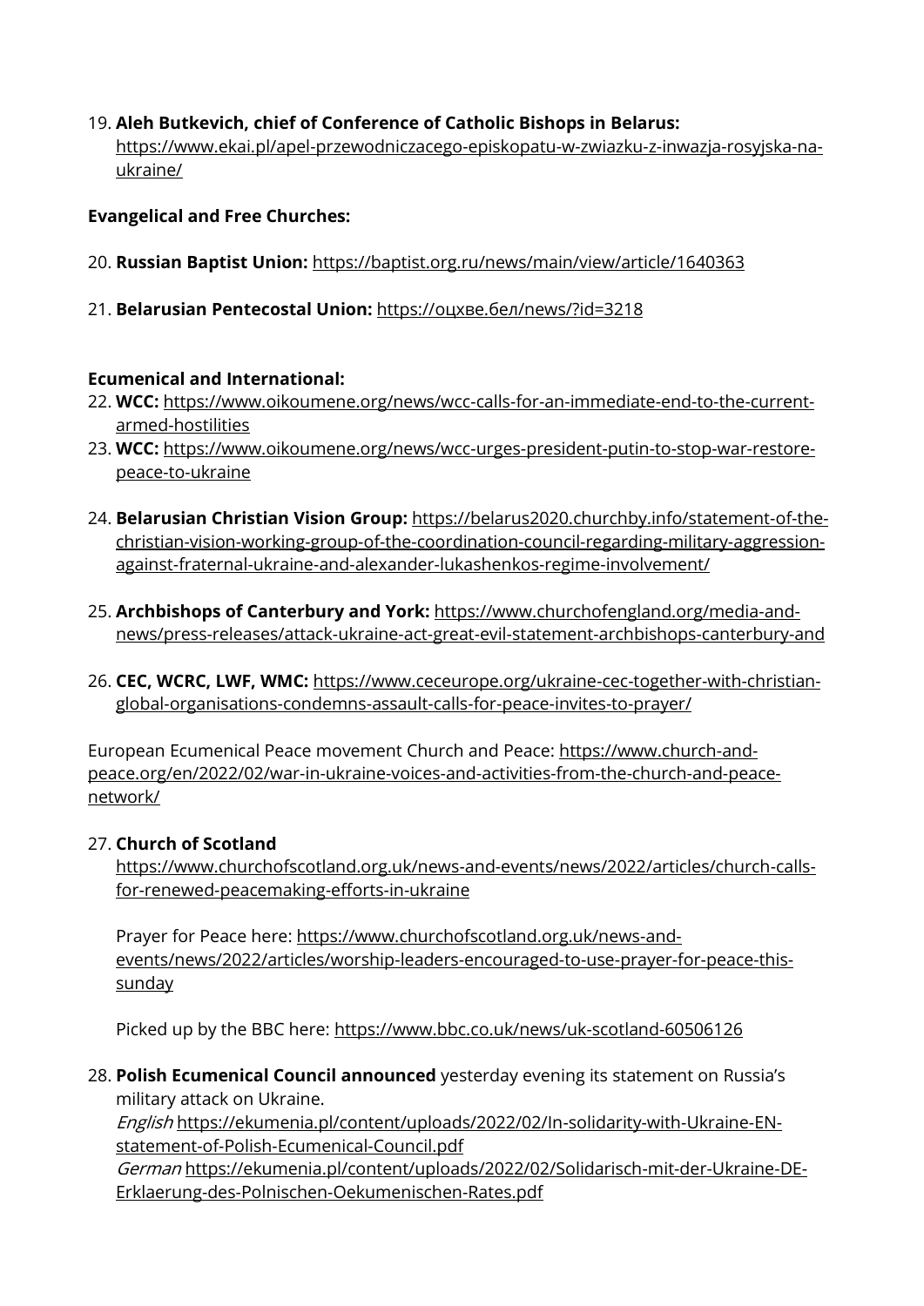19. **Aleh Butkevich, chief of Conference of Catholic Bishops in Belarus:** https://www.ekai.pl/apel-przewodniczacego-episkopatu-w-zwiazku-z-inwazja-rosyjska-na-ukraine/

**Evangelical and Free Churches:**

20. **Russian Baptist Union:** https://baptist.org.ru/news/main/view/article/1640363

21. **Belarusian Pentecostal Union:** https://оцхве.бел/news/?id=3218

**Ecumenical and International:**

22. **WCC:** https://www.oikoumene.org/news/wcc-calls-for-an-immediate-end-to-the-current-armed-hostilities
23. **WCC:** https://www.oikoumene.org/news/wcc-urges-president-putin-to-stop-war-restore-peace-to-ukraine

24. **Belarusian Christian Vision Group:** https://belarus2020.churchby.info/statement-of-the-christian-vision-working-group-of-the-coordination-council-regarding-military-aggression-against-fraternal-ukraine-and-alexander-lukashenkos-regime-involvement/

25. **Archbishops of Canterbury and York:** https://www.churchofengland.org/media-and-news/press-releases/attack-ukraine-act-great-evil-statement-archbishops-canterbury-and

26. **CEC, WCRC, LWF, WMC:** https://www.ceceurope.org/ukraine-cec-together-with-christian-global-organisations-condemns-assault-calls-for-peace-invites-to-prayer/

European Ecumenical Peace movement Church and Peace: https://www.church-and-peace.org/en/2022/02/war-in-ukraine-voices-and-activities-from-the-church-and-peace-network/

27. **Church of Scotland**
    https://www.churchofscotland.org.uk/news-and-events/news/2022/articles/church-calls-for-renewed-peacemaking-efforts-in-ukraine

    Prayer for Peace here: https://www.churchofscotland.org.uk/news-and-events/news/2022/articles/worship-leaders-encouraged-to-use-prayer-for-peace-this-sunday

    Picked up by the BBC here: https://www.bbc.co.uk/news/uk-scotland-60506126

28. **Polish Ecumenical Council announced** yesterday evening its statement on Russia's military attack on Ukraine.
    *English* https://ekumenia.pl/content/uploads/2022/02/In-solidarity-with-Ukraine-EN-statement-of-Polish-Ecumenical-Council.pdf
    *German* https://ekumenia.pl/content/uploads/2022/02/Solidarisch-mit-der-Ukraine-DE-Erklaerung-des-Polnischen-Oekumenischen-Rates.pdf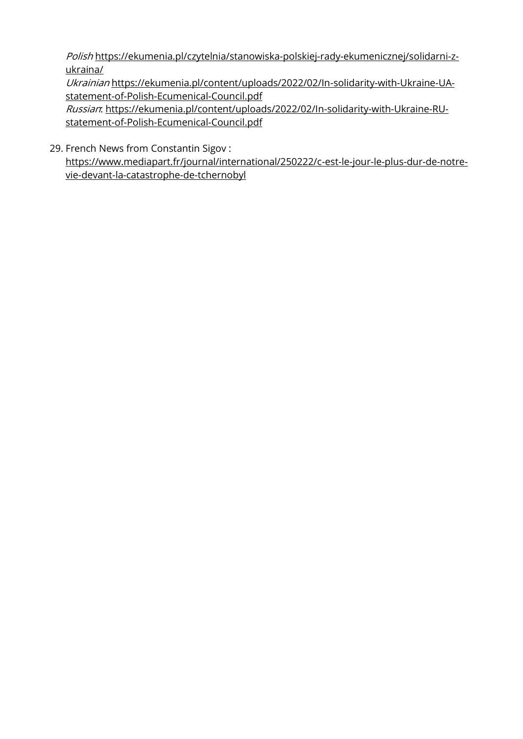*Polish* https://ekumenia.pl/czytelnia/stanowiska-polskiej-rady-ekumenicznej/solidarni-z-ukraina/
*Ukrainian* https://ekumenia.pl/content/uploads/2022/02/In-solidarity-with-Ukraine-UA-statement-of-Polish-Ecumenical-Council.pdf
*Russian*: https://ekumenia.pl/content/uploads/2022/02/In-solidarity-with-Ukraine-RU-statement-of-Polish-Ecumenical-Council.pdf

29. French News from Constantin Sigov :
https://www.mediapart.fr/journal/international/250222/c-est-le-jour-le-plus-dur-de-notre-vie-devant-la-catastrophe-de-tchernobyl